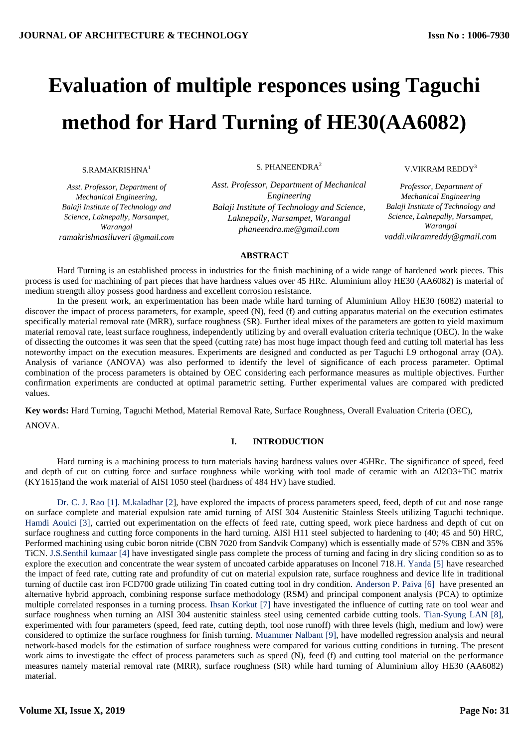# Evaluation of multiple responces using Taguchi method for Hard Turning of HE30(AA6082)

S.RAMAKRISHNA[1]

*Asst. Professor, Department of Mechanical Engineering, Balaji Institute of Technology and Science, Laknepally, Narsampet, Warangal*
*ramakrishnasiluveri @gmail.com*

S. PHANEENDRA[2]

*Asst. Professor, Department of Mechanical Engineering*
*Balaji Institute of Technology and Science, Laknepally, Narsampet, Warangal*
*phaneendra.me@gmail.com*

V.VIKRAM REDDY[3]

*Professor, Department of Mechanical Engineering*
*Balaji Institute of Technology and Science, Laknepally, Narsampet, Warangal*
*vaddi.vikramreddy@gmail.com*

## ABSTRACT

Hard Turning is an established process in industries for the finish machining of a wide range of hardened work pieces. This process is used for machining of part pieces that have hardness values over 45 HRc. Aluminium alloy HE30 (AA6082) is material of medium strength alloy possess good hardness and excellent corrosion resistance.

In the present work, an experimentation has been made while hard turning of Aluminium Alloy HE30 (6082) material to discover the impact of process parameters, for example, speed (N), feed (f) and cutting apparatus material on the execution estimates specifically material removal rate (MRR), surface roughness (SR). Further ideal mixes of the parameters are gotten to yield maximum material removal rate, least surface roughness, independently utilizing by and overall evaluation criteria technique (OEC). In the wake of dissecting the outcomes it was seen that the speed (cutting rate) has most huge impact though feed and cutting toll material has less noteworthy impact on the execution measures. Experiments are designed and conducted as per Taguchi L9 orthogonal array (OA). Analysis of variance (ANOVA) was also performed to identify the level of significance of each process parameter. Optimal combination of the process parameters is obtained by OEC considering each performance measures as multiple objectives. Further confirmation experiments are conducted at optimal parametric setting. Further experimental values are compared with predicted values.

**Key words:** Hard Turning, Taguchi Method, Material Removal Rate, Surface Roughness, Overall Evaluation Criteria (OEC), ANOVA.

## I. INTRODUCTION

Hard turning is a machining process to turn materials having hardness values over 45HRc. The significance of speed, feed and depth of cut on cutting force and surface roughness while working with tool made of ceramic with an $Al_2O_3$+TiC matrix (KY1615)and the work material of AISI 1050 steel (hardness of 484 HV) have studied.

Dr. C. J. Rao [1]. M.kaladhar [2], have explored the impacts of process parameters speed, feed, depth of cut and nose range on surface complete and material expulsion rate amid turning of AISI 304 Austenitic Stainless Steels utilizing Taguchi technique. Hamdi Aouici [3], carried out experimentation on the effects of feed rate, cutting speed, work piece hardness and depth of cut on surface roughness and cutting force components in the hard turning. AISI H11 steel subjected to hardening to (40; 45 and 50) HRC, Performed machining using cubic boron nitride (CBN 7020 from Sandvik Company) which is essentially made of 57% CBN and 35% TiCN. J.S.Senthil kumaar [4] have investigated single pass complete the process of turning and facing in dry slicing condition so as to explore the execution and concentrate the wear system of uncoated carbide apparatuses on Inconel 718.H. Yanda [5] have researched the impact of feed rate, cutting rate and profundity of cut on material expulsion rate, surface roughness and device life in traditional turning of ductile cast iron FCD700 grade utilizing Tin coated cutting tool in dry condition. Anderson P. Paiva [6] have presented an alternative hybrid approach, combining response surface methodology (RSM) and principal component analysis (PCA) to optimize multiple correlated responses in a turning process. Ihsan Korkut [7] have investigated the influence of cutting rate on tool wear and surface roughness when turning an AISI 304 austenitic stainless steel using cemented carbide cutting tools. Tian-Syung LAN [8], experimented with four parameters (speed, feed rate, cutting depth, tool nose runoff) with three levels (high, medium and low) were considered to optimize the surface roughness for finish turning. Muammer Nalbant [9], have modelled regression analysis and neural network-based models for the estimation of surface roughness were compared for various cutting conditions in turning. The present work aims to investigate the effect of process parameters such as speed (N), feed (f) and cutting tool material on the performance measures namely material removal rate (MRR), surface roughness (SR) while hard turning of Aluminium alloy HE30 (AA6082) material.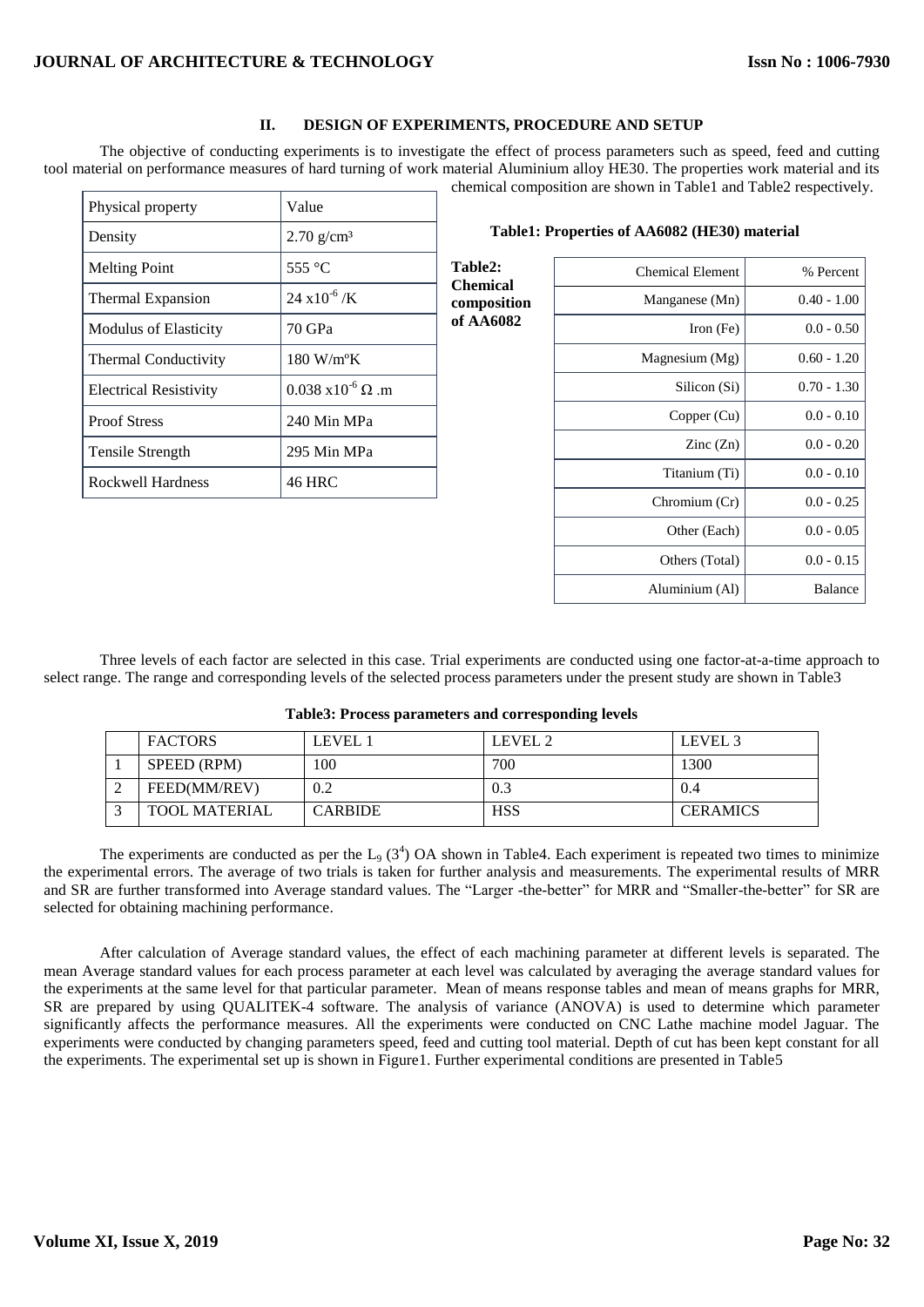## II. DESIGN OF EXPERIMENTS, PROCEDURE AND SETUP

The objective of conducting experiments is to investigate the effect of process parameters such as speed, feed and cutting tool material on performance measures of hard turning of work material Aluminium alloy HE30. The properties work material and its chemical composition are shown in Table1 and Table2 respectively.

**Table1: Properties of AA6082 (HE30) material**

| Physical property | Value |
|---|---|
| Density | 2.70 g/cm³ |
| Melting Point | 555 °C |
| Thermal Expansion | $24 \times 10^{-6}$ /K |
| Modulus of Elasticity | 70 GPa |
| Thermal Conductivity | 180 W/m°K |
| Electrical Resistivity | $0.038 \times 10^{-6}$ Ω .m |
| Proof Stress | 240 Min MPa |
| Tensile Strength | 295 Min MPa |
| Rockwell Hardness | 46 HRC |

**Table2: Chemical composition of AA6082**

| Chemical Element | % Percent |
|---|---|
| Manganese (Mn) | 0.40 - 1.00 |
| Iron (Fe) | 0.0 - 0.50 |
| Magnesium (Mg) | 0.60 - 1.20 |
| Silicon (Si) | 0.70 - 1.30 |
| Copper (Cu) | 0.0 - 0.10 |
| Zinc (Zn) | 0.0 - 0.20 |
| Titanium (Ti) | 0.0 - 0.10 |
| Chromium (Cr) | 0.0 - 0.25 |
| Other (Each) | 0.0 - 0.05 |
| Others (Total) | 0.0 - 0.15 |
| Aluminium (Al) | Balance |

Three levels of each factor are selected in this case. Trial experiments are conducted using one factor-at-a-time approach to select range. The range and corresponding levels of the selected process parameters under the present study are shown in Table3

**Table3: Process parameters and corresponding levels**

| | FACTORS | LEVEL 1 | LEVEL 2 | LEVEL 3 |
|---|---|---|---|---|
| 1 | SPEED (RPM) | 100 | 700 | 1300 |
| 2 | FEED(MM/REV) | 0.2 | 0.3 | 0.4 |
| 3 | TOOL MATERIAL | CARBIDE | HSS | CERAMICS |

The experiments are conducted as per the $L_9$ ($3^4$) OA shown in Table4. Each experiment is repeated two times to minimize the experimental errors. The average of two trials is taken for further analysis and measurements. The experimental results of MRR and SR are further transformed into Average standard values. The "Larger -the-better" for MRR and "Smaller-the-better" for SR are selected for obtaining machining performance.

After calculation of Average standard values, the effect of each machining parameter at different levels is separated. The mean Average standard values for each process parameter at each level was calculated by averaging the average standard values for the experiments at the same level for that particular parameter. Mean of means response tables and mean of means graphs for MRR, SR are prepared by using QUALITEK-4 software. The analysis of variance (ANOVA) is used to determine which parameter significantly affects the performance measures. All the experiments were conducted on CNC Lathe machine model Jaguar. The experiments were conducted by changing parameters speed, feed and cutting tool material. Depth of cut has been kept constant for all the experiments. The experimental set up is shown in Figure1. Further experimental conditions are presented in Table5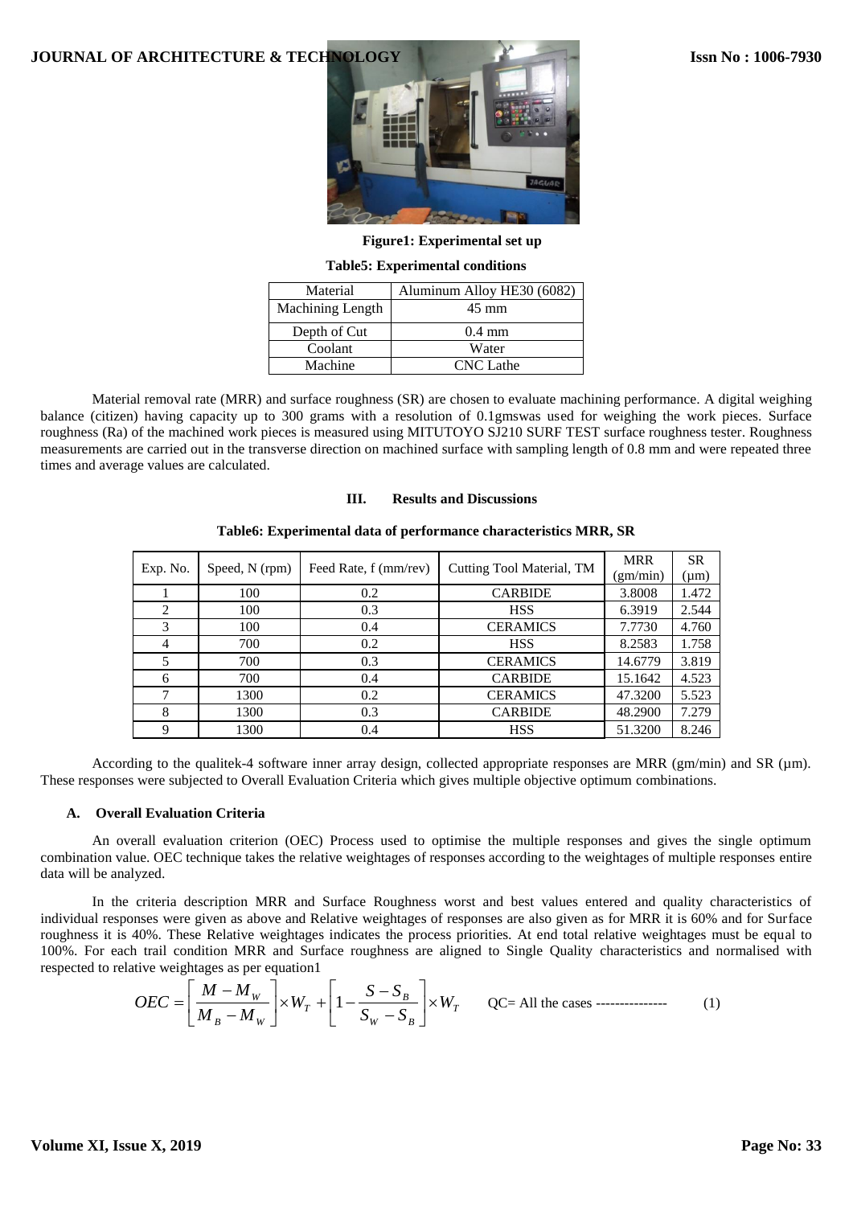Figure1: Experimental set up

**Table5: Experimental conditions**

| Material | Aluminum Alloy HE30 (6082) |
|---|---|
| Machining Length | 45 mm |
| Depth of Cut | 0.4 mm |
| Coolant | Water |
| Machine | CNC Lathe |

Material removal rate (MRR) and surface roughness (SR) are chosen to evaluate machining performance. A digital weighing balance (citizen) having capacity up to 300 grams with a resolution of 0.1gmswas used for weighing the work pieces. Surface roughness (Ra) of the machined work pieces is measured using MITUTOYO SJ210 SURF TEST surface roughness tester. Roughness measurements are carried out in the transverse direction on machined surface with sampling length of 0.8 mm and were repeated three times and average values are calculated.

## III. Results and Discussions

**Table6: Experimental data of performance characteristics MRR, SR**

| Exp. No. | Speed, N (rpm) | Feed Rate, f (mm/rev) | Cutting Tool Material, TM | MRR (gm/min) | SR (μm) |
|---|---|---|---|---|---|
| 1 | 100 | 0.2 | CARBIDE | 3.8008 | 1.472 |
| 2 | 100 | 0.3 | HSS | 6.3919 | 2.544 |
| 3 | 100 | 0.4 | CERAMICS | 7.7730 | 4.760 |
| 4 | 700 | 0.2 | HSS | 8.2583 | 1.758 |
| 5 | 700 | 0.3 | CERAMICS | 14.6779 | 3.819 |
| 6 | 700 | 0.4 | CARBIDE | 15.1642 | 4.523 |
| 7 | 1300 | 0.2 | CERAMICS | 47.3200 | 5.523 |
| 8 | 1300 | 0.3 | CARBIDE | 48.2900 | 7.279 |
| 9 | 1300 | 0.4 | HSS | 51.3200 | 8.246 |

According to the qualitek-4 software inner array design, collected appropriate responses are MRR (gm/min) and SR (μm). These responses were subjected to Overall Evaluation Criteria which gives multiple objective optimum combinations.

### A. Overall Evaluation Criteria

An overall evaluation criterion (OEC) Process used to optimise the multiple responses and gives the single optimum combination value. OEC technique takes the relative weightages of responses according to the weightages of multiple responses entire data will be analyzed.

In the criteria description MRR and Surface Roughness worst and best values entered and quality characteristics of individual responses were given as above and Relative weightages of responses are also given as for MRR it is 60% and for Surface roughness it is 40%. These Relative weightages indicates the process priorities. At end total relative weightages must be equal to 100%. For each trail condition MRR and Surface roughness are aligned to Single Quality characteristics and normalised with respected to relative weightages as per equation1

$$OEC = \left[\frac{M - M_W}{M_B - M_W}\right] \times W_T + \left[1 - \frac{S - S_B}{S_W - S_B}\right] \times W_T \qquad \text{QC= All the cases} \text{ ---------------} \qquad (1)$$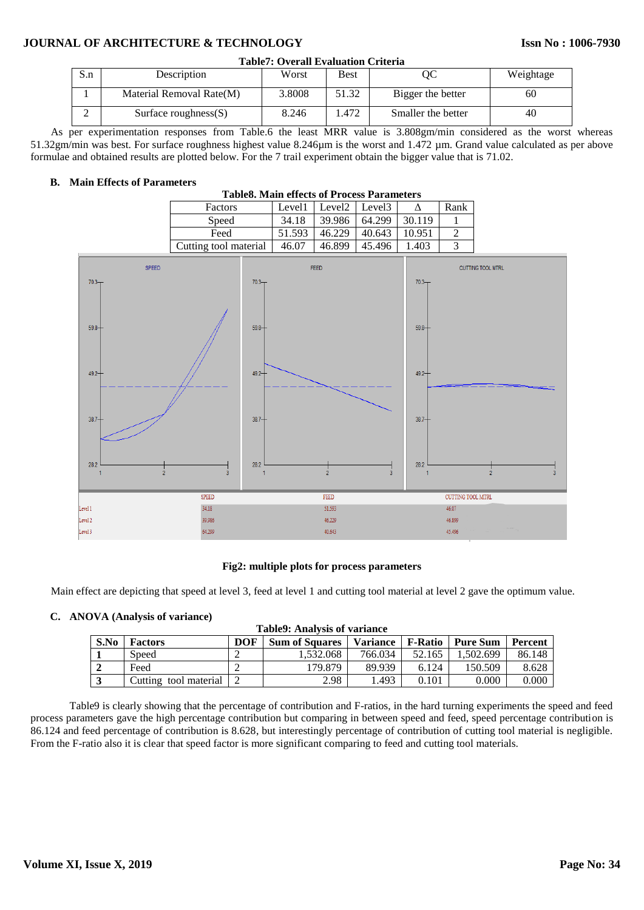**Table7: Overall Evaluation Criteria**

| S.n | Description | Worst | Best | QC | Weightage |
|---|---|---|---|---|---|
| 1 | Material Removal Rate(M) | 3.8008 | 51.32 | Bigger the better | 60 |
| 2 | Surface roughness(S) | 8.246 | 1.472 | Smaller the better | 40 |

As per experimentation responses from Table.6 the least MRR value is 3.808gm/min considered as the worst whereas 51.32gm/min was best. For surface roughness highest value 8.246µm is the worst and 1.472 µm. Grand value calculated as per above formulae and obtained results are plotted below. For the 7 trail experiment obtain the bigger value that is 71.02.

### B. Main Effects of Parameters

**Table8. Main effects of Process Parameters**

| Factors | Level1 | Level2 | Level3 | Δ | Rank |
|---|---|---|---|---|---|
| Speed | 34.18 | 39.986 | 64.299 | 30.119 | 1 |
| Feed | 51.593 | 46.229 | 40.643 | 10.951 | 2 |
| Cutting tool material | 46.07 | 46.899 | 45.496 | 1.403 | 3 |

**Fig2: multiple plots for process parameters**

Main effect are depicting that speed at level 3, feed at level 1 and cutting tool material at level 2 gave the optimum value.

### C. ANOVA (Analysis of variance)

**Table9: Analysis of variance**

| S.No | Factors | DOF | Sum of Squares | Variance | F-Ratio | Pure Sum | Percent |
|---|---|---|---|---|---|---|---|
| 1 | Speed | 2 | 1,532.068 | 766.034 | 52.165 | 1,502.699 | 86.148 |
| 2 | Feed | 2 | 179.879 | 89.939 | 6.124 | 150.509 | 8.628 |
| 3 | Cutting tool material | 2 | 2.98 | 1.493 | 0.101 | 0.000 | 0.000 |

Table9 is clearly showing that the percentage of contribution and F-ratios, in the hard turning experiments the speed and feed process parameters gave the high percentage contribution but comparing in between speed and feed, speed percentage contribution is 86.124 and feed percentage of contribution is 8.628, but interestingly percentage of contribution of cutting tool material is negligible. From the F-ratio also it is clear that speed factor is more significant comparing to feed and cutting tool materials.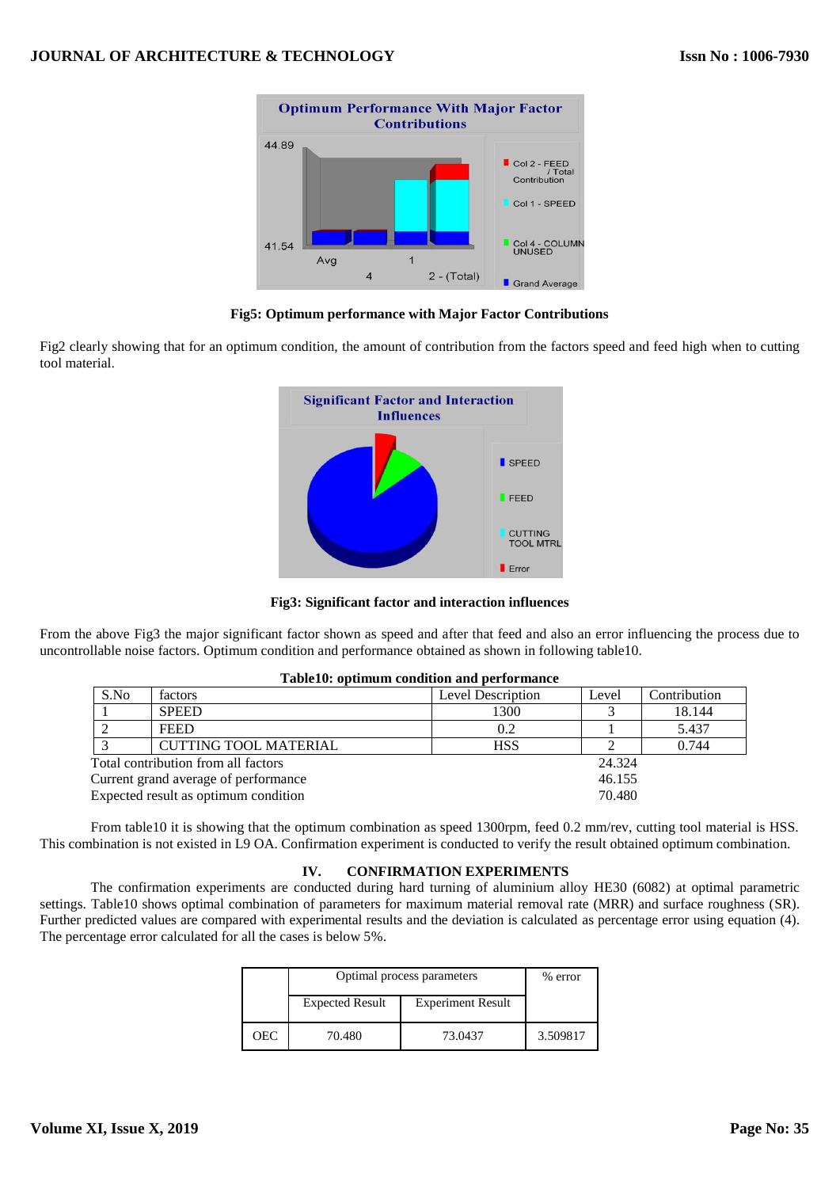Fig5: Optimum performance with Major Factor Contributions

Fig2 clearly showing that for an optimum condition, the amount of contribution from the factors speed and feed high when to cutting tool material.

Fig3: Significant factor and interaction influences

From the above Fig3 the major significant factor shown as speed and after that feed and also an error influencing the process due to uncontrollable noise factors. Optimum condition and performance obtained as shown in following table10.

**Table10: optimum condition and performance**

| S.No | factors | Level Description | Level | Contribution |
|---|---|---|---|---|
| 1 | SPEED | 1300 | 3 | 18.144 |
| 2 | FEED | 0.2 | 1 | 5.437 |
| 3 | CUTTING TOOL MATERIAL | HSS | 2 | 0.744 |
| Total contribution from all factors | | | 24.324 | |
| Current grand average of performance | | | 46.155 | |
| Expected result as optimum condition | | | 70.480 | |

From table10 it is showing that the optimum combination as speed 1300rpm, feed 0.2 mm/rev, cutting tool material is HSS. This combination is not existed in L9 OA. Confirmation experiment is conducted to verify the result obtained optimum combination.

## IV. CONFIRMATION EXPERIMENTS

The confirmation experiments are conducted during hard turning of aluminium alloy HE30 (6082) at optimal parametric settings. Table10 shows optimal combination of parameters for maximum material removal rate (MRR) and surface roughness (SR). Further predicted values are compared with experimental results and the deviation is calculated as percentage error using equation (4). The percentage error calculated for all the cases is below 5%.

| | Optimal process parameters | | % error |
|---|---|---|---|
| | Expected Result | Experiment Result | |
| OEC | 70.480 | 73.0437 | 3.509817 |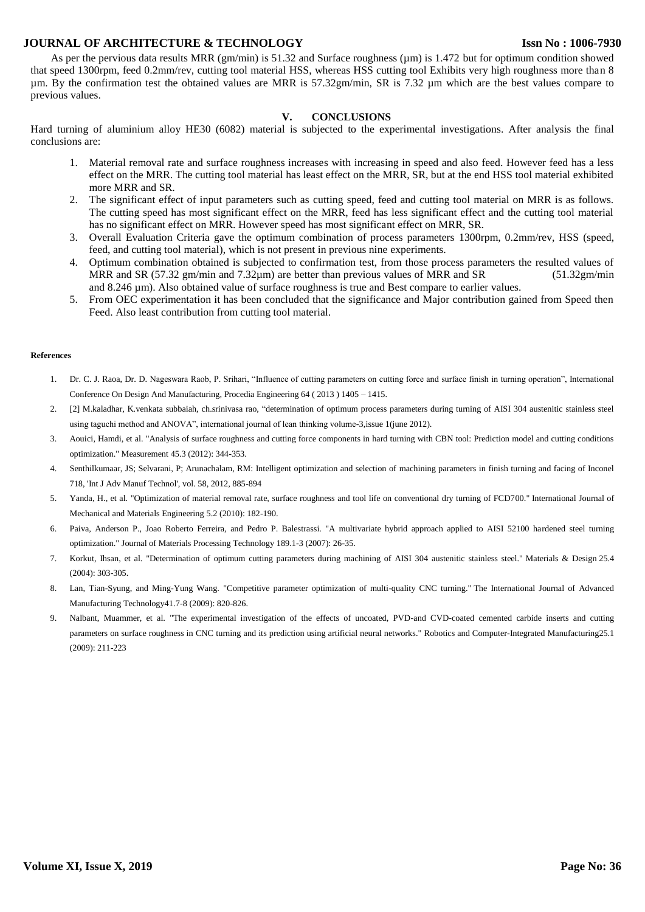As per the pervious data results MRR (gm/min) is 51.32 and Surface roughness (µm) is 1.472 but for optimum condition showed that speed 1300rpm, feed 0.2mm/rev, cutting tool material HSS, whereas HSS cutting tool Exhibits very high roughness more than 8 µm. By the confirmation test the obtained values are MRR is 57.32gm/min, SR is 7.32 µm which are the best values compare to previous values.

## V. CONCLUSIONS

Hard turning of aluminium alloy HE30 (6082) material is subjected to the experimental investigations. After analysis the final conclusions are:

1. Material removal rate and surface roughness increases with increasing in speed and also feed. However feed has a less effect on the MRR. The cutting tool material has least effect on the MRR, SR, but at the end HSS tool material exhibited more MRR and SR.
2. The significant effect of input parameters such as cutting speed, feed and cutting tool material on MRR is as follows. The cutting speed has most significant effect on the MRR, feed has less significant effect and the cutting tool material has no significant effect on MRR. However speed has most significant effect on MRR, SR.
3. Overall Evaluation Criteria gave the optimum combination of process parameters 1300rpm, 0.2mm/rev, HSS (speed, feed, and cutting tool material), which is not present in previous nine experiments.
4. Optimum combination obtained is subjected to confirmation test, from those process parameters the resulted values of MRR and SR (57.32 gm/min and 7.32µm) are better than previous values of MRR and SR (51.32gm/min and 8.246 µm). Also obtained value of surface roughness is true and Best compare to earlier values.
5. From OEC experimentation it has been concluded that the significance and Major contribution gained from Speed then Feed. Also least contribution from cutting tool material.

#### References

1. Dr. C. J. Raoa, Dr. D. Nageswara Raob, P. Srihari, "Influence of cutting parameters on cutting force and surface finish in turning operation", International Conference On Design And Manufacturing, Procedia Engineering 64 ( 2013 ) 1405 – 1415.
2. [2] M.kaladhar, K.venkata subbaiah, ch.srinivasa rao, "determination of optimum process parameters during turning of AISI 304 austenitic stainless steel using taguchi method and ANOVA", international journal of lean thinking volume-3,issue 1(june 2012).
3. Aouici, Hamdi, et al. "Analysis of surface roughness and cutting force components in hard turning with CBN tool: Prediction model and cutting conditions optimization." Measurement 45.3 (2012): 344-353.
4. Senthilkumaar, JS; Selvarani, P; Arunachalam, RM: Intelligent optimization and selection of machining parameters in finish turning and facing of Inconel 718, 'Int J Adv Manuf Technol', vol. 58, 2012, 885-894
5. Yanda, H., et al. "Optimization of material removal rate, surface roughness and tool life on conventional dry turning of FCD700." International Journal of Mechanical and Materials Engineering 5.2 (2010): 182-190.
6. Paiva, Anderson P., Joao Roberto Ferreira, and Pedro P. Balestrassi. "A multivariate hybrid approach applied to AISI 52100 hardened steel turning optimization." Journal of Materials Processing Technology 189.1-3 (2007): 26-35.
7. Korkut, Ihsan, et al. "Determination of optimum cutting parameters during machining of AISI 304 austenitic stainless steel." Materials & Design 25.4 (2004): 303-305.
8. Lan, Tian-Syung, and Ming-Yung Wang. "Competitive parameter optimization of multi-quality CNC turning." The International Journal of Advanced Manufacturing Technology41.7-8 (2009): 820-826.
9. Nalbant, Muammer, et al. "The experimental investigation of the effects of uncoated, PVD-and CVD-coated cemented carbide inserts and cutting parameters on surface roughness in CNC turning and its prediction using artificial neural networks." Robotics and Computer-Integrated Manufacturing25.1 (2009): 211-223